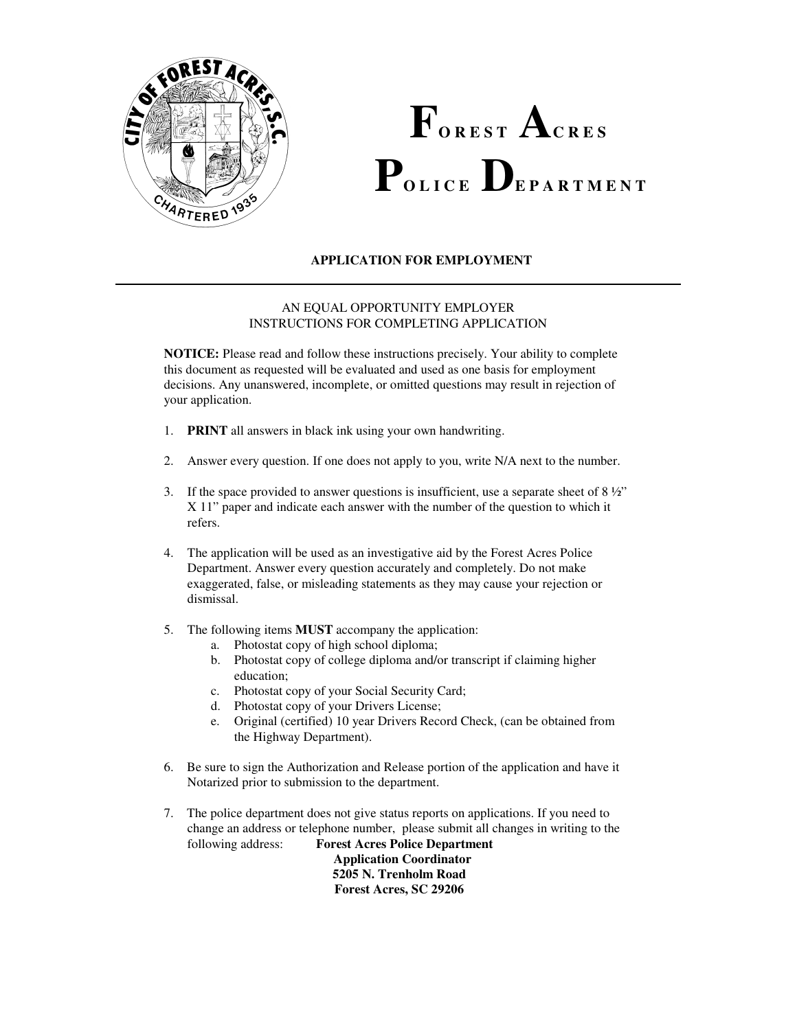# Forest Acres Police Department

## APPLICATION FOR EMPLOYMENT

---

AN EQUAL OPPORTUNITY EMPLOYER
INSTRUCTIONS FOR COMPLETING APPLICATION

**NOTICE:** Please read and follow these instructions precisely. Your ability to complete this document as requested will be evaluated and used as one basis for employment decisions. Any unanswered, incomplete, or omitted questions may result in rejection of your application.

1. **PRINT** all answers in black ink using your own handwriting.

2. Answer every question. If one does not apply to you, write N/A next to the number.

3. If the space provided to answer questions is insufficient, use a separate sheet of 8 ½" X 11" paper and indicate each answer with the number of the question to which it refers.

4. The application will be used as an investigative aid by the Forest Acres Police Department. Answer every question accurately and completely. Do not make exaggerated, false, or misleading statements as they may cause your rejection or dismissal.

5. The following items **MUST** accompany the application:
   a. Photostat copy of high school diploma;
   b. Photostat copy of college diploma and/or transcript if claiming higher education;
   c. Photostat copy of your Social Security Card;
   d. Photostat copy of your Drivers License;
   e. Original (certified) 10 year Drivers Record Check, (can be obtained from the Highway Department).

6. Be sure to sign the Authorization and Release portion of the application and have it Notarized prior to submission to the department.

7. The police department does not give status reports on applications. If you need to change an address or telephone number, please submit all changes in writing to the following address:

   **Forest Acres Police Department**
   **Application Coordinator**
   **5205 N. Trenholm Road**
   **Forest Acres, SC 29206**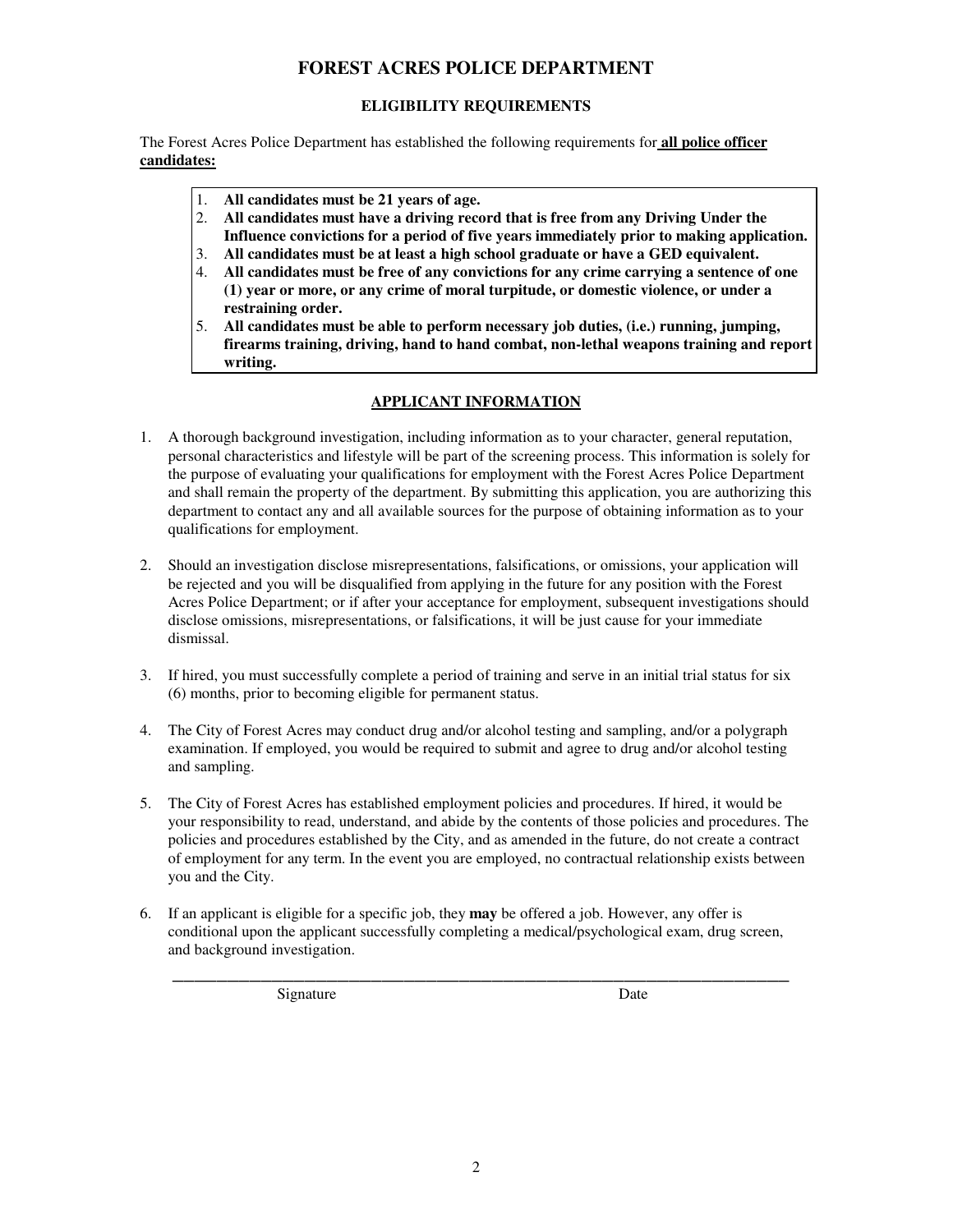# FOREST ACRES POLICE DEPARTMENT

## ELIGIBILITY REQUIREMENTS

The Forest Acres Police Department has established the following requirements for **all police officer candidates:**

1. **All candidates must be 21 years of age.**
2. **All candidates must have a driving record that is free from any Driving Under the Influence convictions for a period of five years immediately prior to making application.**
3. **All candidates must be at least a high school graduate or have a GED equivalent.**
4. **All candidates must be free of any convictions for any crime carrying a sentence of one (1) year or more, or any crime of moral turpitude, or domestic violence, or under a restraining order.**
5. **All candidates must be able to perform necessary job duties, (i.e.) running, jumping, firearms training, driving, hand to hand combat, non-lethal weapons training and report writing.**

## APPLICANT INFORMATION

1. A thorough background investigation, including information as to your character, general reputation, personal characteristics and lifestyle will be part of the screening process. This information is solely for the purpose of evaluating your qualifications for employment with the Forest Acres Police Department and shall remain the property of the department. By submitting this application, you are authorizing this department to contact any and all available sources for the purpose of obtaining information as to your qualifications for employment.

2. Should an investigation disclose misrepresentations, falsifications, or omissions, your application will be rejected and you will be disqualified from applying in the future for any position with the Forest Acres Police Department; or if after your acceptance for employment, subsequent investigations should disclose omissions, misrepresentations, or falsifications, it will be just cause for your immediate dismissal.

3. If hired, you must successfully complete a period of training and serve in an initial trial status for six (6) months, prior to becoming eligible for permanent status.

4. The City of Forest Acres may conduct drug and/or alcohol testing and sampling, and/or a polygraph examination. If employed, you would be required to submit and agree to drug and/or alcohol testing and sampling.

5. The City of Forest Acres has established employment policies and procedures. If hired, it would be your responsibility to read, understand, and abide by the contents of those policies and procedures. The policies and procedures established by the City, and as amended in the future, do not create a contract of employment for any term. In the event you are employed, no contractual relationship exists between you and the City.

6. If an applicant is eligible for a specific job, they **may** be offered a job. However, any offer is conditional upon the applicant successfully completing a medical/psychological exam, drug screen, and background investigation.

_______________________________________________________________

Signature                                                                                    Date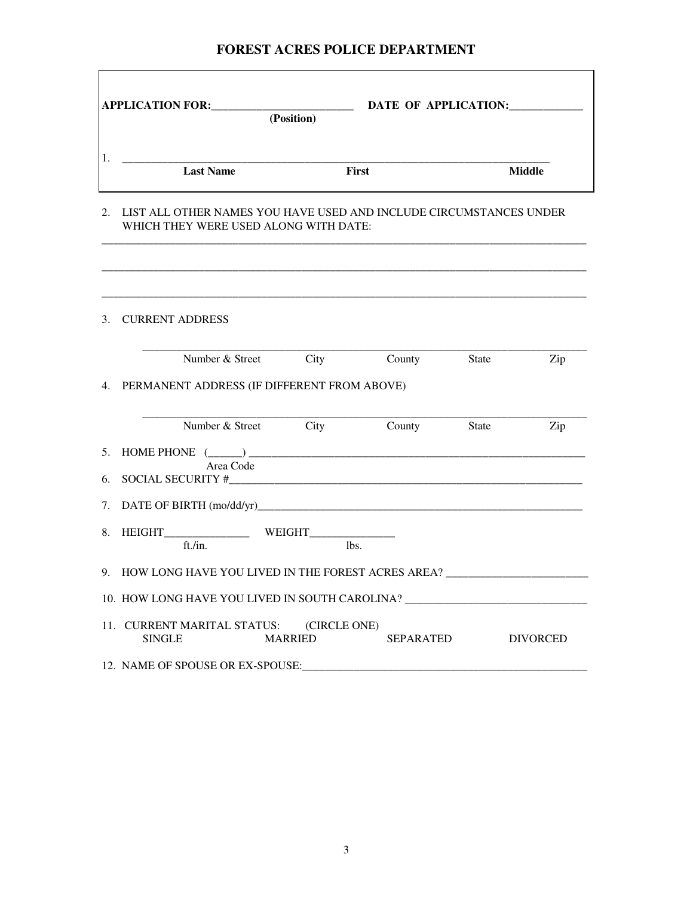# FOREST ACRES POLICE DEPARTMENT

**APPLICATION FOR:**_________________________ **DATE OF APPLICATION:**_____________
**(Position)**

1. ___________________________________________________________________________
**Last Name** **First** **Middle**

2. LIST ALL OTHER NAMES YOU HAVE USED AND INCLUDE CIRCUMSTANCES UNDER WHICH THEY WERE USED ALONG WITH DATE:

_____________________________________________________________________________________________

_____________________________________________________________________________________________

_____________________________________________________________________________________________

3. CURRENT ADDRESS

_____________________________________________________________________________________
Number & Street City County State Zip

4. PERMANENT ADDRESS (IF DIFFERENT FROM ABOVE)

_____________________________________________________________________________________
Number & Street City County State Zip

5. HOME PHONE (______) ______________________________________________________________
Area Code

6. SOCIAL SECURITY #_________________________________________________________________

7. DATE OF BIRTH (mo/dd/yr)____________________________________________________________

8. HEIGHT_______________ WEIGHT_______________
ft./in. lbs.

9. HOW LONG HAVE YOU LIVED IN THE FOREST ACRES AREA? _________________________

10. HOW LONG HAVE YOU LIVED IN SOUTH CAROLINA? ________________________________

11. CURRENT MARITAL STATUS: (CIRCLE ONE)
SINGLE MARRIED SEPARATED DIVORCED

12. NAME OF SPOUSE OR EX-SPOUSE:_____________________________________________________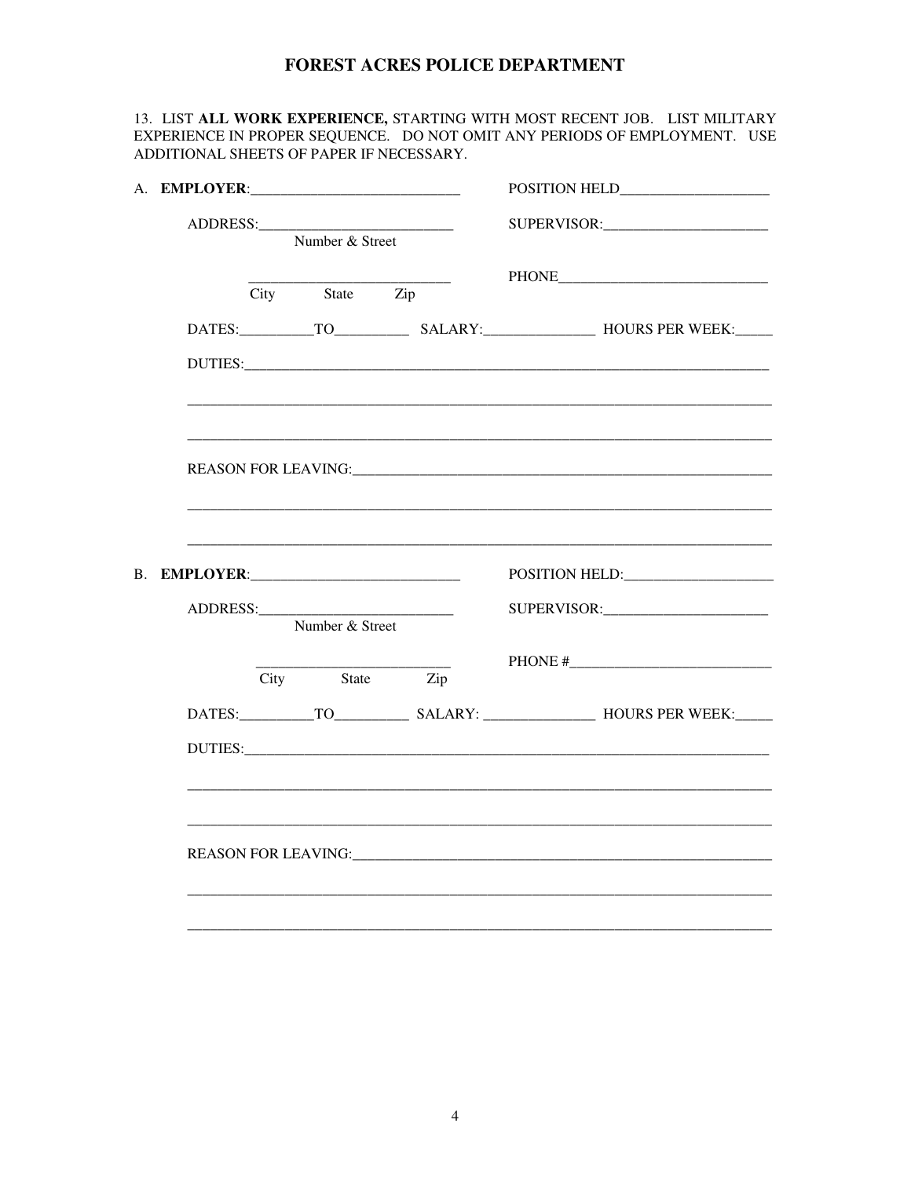# FOREST ACRES POLICE DEPARTMENT

13. LIST **ALL WORK EXPERIENCE,** STARTING WITH MOST RECENT JOB. LIST MILITARY EXPERIENCE IN PROPER SEQUENCE. DO NOT OMIT ANY PERIODS OF EMPLOYMENT. USE ADDITIONAL SHEETS OF PAPER IF NECESSARY.

A. **EMPLOYER**:____________________________ POSITION HELD____________________

ADDRESS:__________________________ SUPERVISOR:______________________
Number & Street

__________________________ PHONE____________________________
City State Zip

DATES:__________TO__________ SALARY:_______________ HOURS PER WEEK:_____

DUTIES:___________________________________________________________________________

__________________________________________________________________________________

__________________________________________________________________________________

REASON FOR LEAVING:_______________________________________________________________

__________________________________________________________________________________

__________________________________________________________________________________

B. **EMPLOYER**:____________________________ POSITION HELD:____________________

ADDRESS:__________________________ SUPERVISOR:______________________
Number & Street

__________________________ PHONE #__________________________
City State Zip

DATES:__________TO__________ SALARY: _______________ HOURS PER WEEK:_____

DUTIES:___________________________________________________________________________

__________________________________________________________________________________

__________________________________________________________________________________

REASON FOR LEAVING:_______________________________________________________________

__________________________________________________________________________________

__________________________________________________________________________________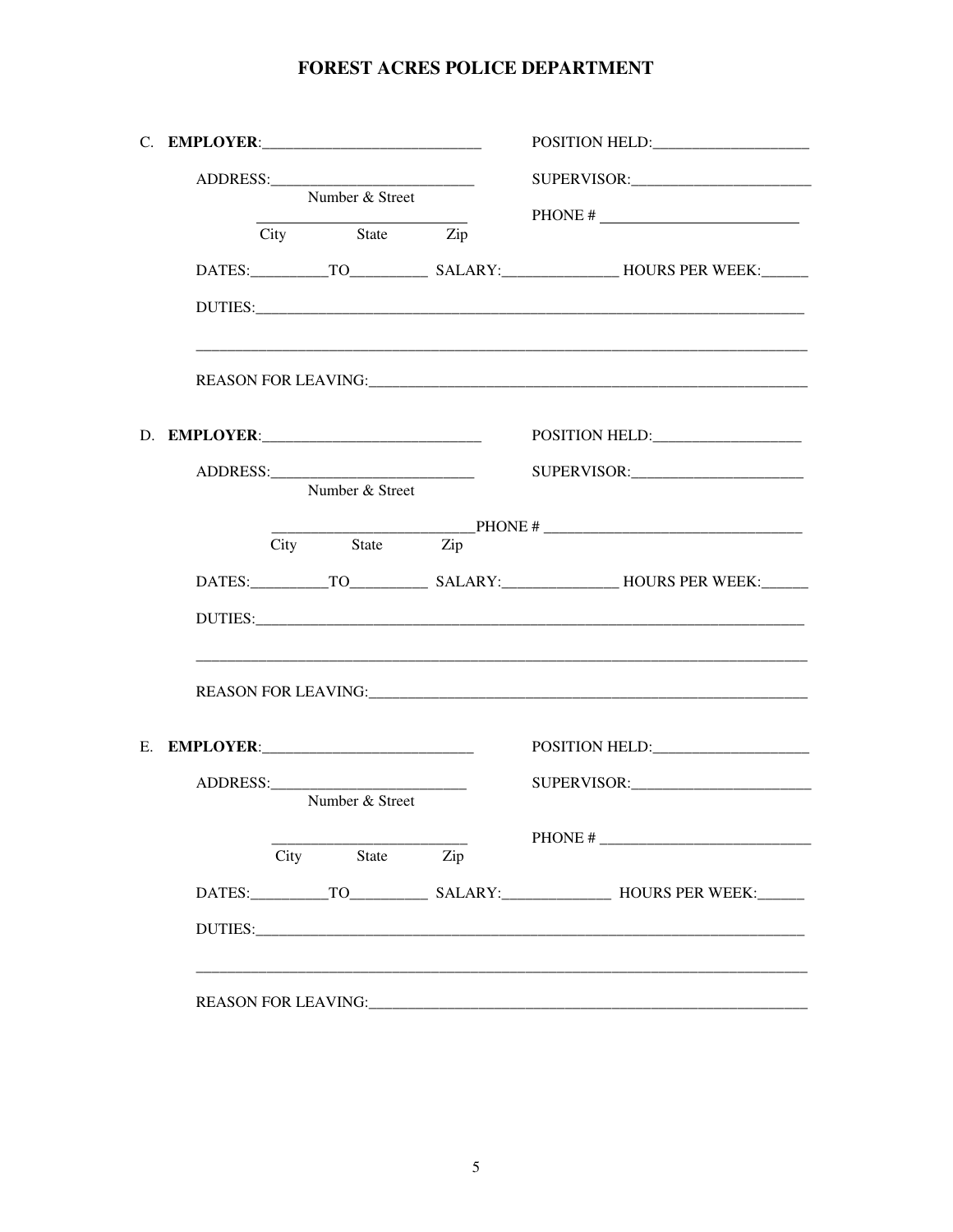# FOREST ACRES POLICE DEPARTMENT

C. **EMPLOYER**:____________________________ POSITION HELD:____________________

ADDRESS:__________________________ SUPERVISOR:_______________________

Number & Street

__________________________ PHONE # __________________________

City State Zip

DATES:__________TO__________ SALARY:_______________ HOURS PER WEEK:______

DUTIES:___________________________________________________________________________

___________________________________________________________________________________

REASON FOR LEAVING:___________________________________________________________

D. **EMPLOYER**:____________________________ POSITION HELD:___________________

ADDRESS:__________________________ SUPERVISOR:______________________

Number & Street

_________________________PHONE # _________________________________

City State Zip

DATES:__________TO__________ SALARY:_______________ HOURS PER WEEK:______

DUTIES:___________________________________________________________________________

___________________________________________________________________________________

REASON FOR LEAVING:___________________________________________________________

E. **EMPLOYER**:___________________________ POSITION HELD:____________________

ADDRESS:_________________________ SUPERVISOR:_______________________

Number & Street

_________________________ PHONE # ___________________________

City State Zip

DATES:__________TO__________ SALARY:______________ HOURS PER WEEK:______

DUTIES:___________________________________________________________________________

___________________________________________________________________________________

REASON FOR LEAVING:___________________________________________________________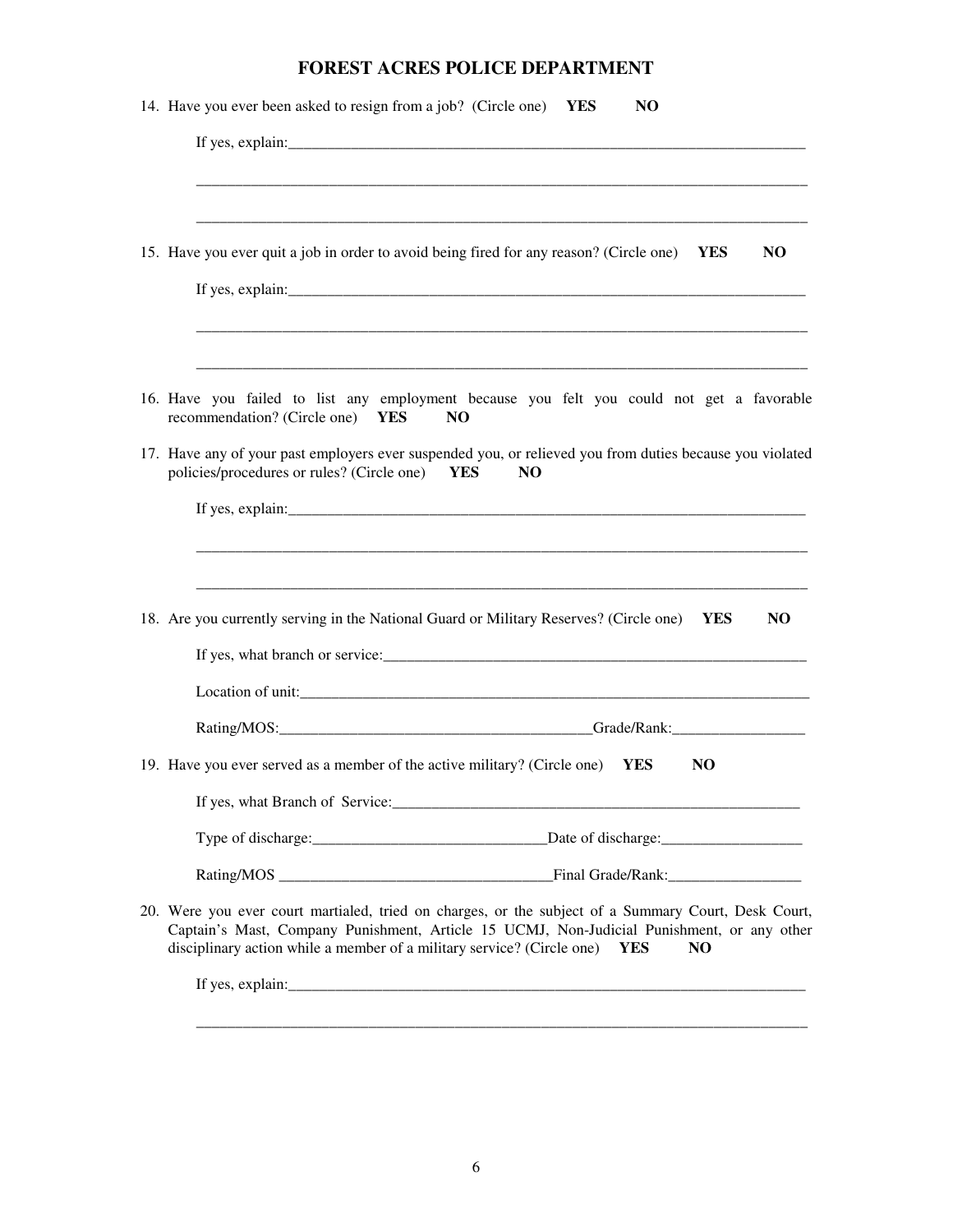# FOREST ACRES POLICE DEPARTMENT

14. Have you ever been asked to resign from a job? (Circle one) **YES** **NO**

    If yes, explain:\_\_\_\_\_\_\_\_\_\_\_\_\_\_\_\_\_\_\_\_\_\_\_\_\_\_\_\_\_\_\_\_\_\_\_\_\_\_\_\_\_\_\_\_\_\_\_\_\_\_\_\_\_\_\_\_\_\_\_\_

    \_\_\_\_\_\_\_\_\_\_\_\_\_\_\_\_\_\_\_\_\_\_\_\_\_\_\_\_\_\_\_\_\_\_\_\_\_\_\_\_\_\_\_\_\_\_\_\_\_\_\_\_\_\_\_\_\_\_\_\_\_\_\_\_\_\_\_\_\_\_\_\_

    \_\_\_\_\_\_\_\_\_\_\_\_\_\_\_\_\_\_\_\_\_\_\_\_\_\_\_\_\_\_\_\_\_\_\_\_\_\_\_\_\_\_\_\_\_\_\_\_\_\_\_\_\_\_\_\_\_\_\_\_\_\_\_\_\_\_\_\_\_\_\_\_

15. Have you ever quit a job in order to avoid being fired for any reason? (Circle one) **YES** **NO**

    If yes, explain:\_\_\_\_\_\_\_\_\_\_\_\_\_\_\_\_\_\_\_\_\_\_\_\_\_\_\_\_\_\_\_\_\_\_\_\_\_\_\_\_\_\_\_\_\_\_\_\_\_\_\_\_\_\_\_\_\_\_\_\_

    \_\_\_\_\_\_\_\_\_\_\_\_\_\_\_\_\_\_\_\_\_\_\_\_\_\_\_\_\_\_\_\_\_\_\_\_\_\_\_\_\_\_\_\_\_\_\_\_\_\_\_\_\_\_\_\_\_\_\_\_\_\_\_\_\_\_\_\_\_\_\_\_

    \_\_\_\_\_\_\_\_\_\_\_\_\_\_\_\_\_\_\_\_\_\_\_\_\_\_\_\_\_\_\_\_\_\_\_\_\_\_\_\_\_\_\_\_\_\_\_\_\_\_\_\_\_\_\_\_\_\_\_\_\_\_\_\_\_\_\_\_\_\_\_\_

16. Have you failed to list any employment because you felt you could not get a favorable recommendation? (Circle one) **YES** **NO**

17. Have any of your past employers ever suspended you, or relieved you from duties because you violated policies/procedures or rules? (Circle one) **YES** **NO**

    If yes, explain:\_\_\_\_\_\_\_\_\_\_\_\_\_\_\_\_\_\_\_\_\_\_\_\_\_\_\_\_\_\_\_\_\_\_\_\_\_\_\_\_\_\_\_\_\_\_\_\_\_\_\_\_\_\_\_\_\_\_\_\_

    \_\_\_\_\_\_\_\_\_\_\_\_\_\_\_\_\_\_\_\_\_\_\_\_\_\_\_\_\_\_\_\_\_\_\_\_\_\_\_\_\_\_\_\_\_\_\_\_\_\_\_\_\_\_\_\_\_\_\_\_\_\_\_\_\_\_\_\_\_\_\_\_

    \_\_\_\_\_\_\_\_\_\_\_\_\_\_\_\_\_\_\_\_\_\_\_\_\_\_\_\_\_\_\_\_\_\_\_\_\_\_\_\_\_\_\_\_\_\_\_\_\_\_\_\_\_\_\_\_\_\_\_\_\_\_\_\_\_\_\_\_\_\_\_\_

18. Are you currently serving in the National Guard or Military Reserves? (Circle one) **YES** **NO**

    If yes, what branch or service:\_\_\_\_\_\_\_\_\_\_\_\_\_\_\_\_\_\_\_\_\_\_\_\_\_\_\_\_\_\_\_\_\_\_\_\_\_\_\_\_\_\_\_\_\_\_\_\_\_\_

    Location of unit:\_\_\_\_\_\_\_\_\_\_\_\_\_\_\_\_\_\_\_\_\_\_\_\_\_\_\_\_\_\_\_\_\_\_\_\_\_\_\_\_\_\_\_\_\_\_\_\_\_\_\_\_\_\_\_\_\_\_\_\_

    Rating/MOS:\_\_\_\_\_\_\_\_\_\_\_\_\_\_\_\_\_\_\_\_\_\_\_\_\_\_\_\_\_\_\_\_\_\_\_\_Grade/Rank:\_\_\_\_\_\_\_\_\_\_\_\_\_\_\_\_

19. Have you ever served as a member of the active military? (Circle one) **YES** **NO**

    If yes, what Branch of Service:\_\_\_\_\_\_\_\_\_\_\_\_\_\_\_\_\_\_\_\_\_\_\_\_\_\_\_\_\_\_\_\_\_\_\_\_\_\_\_\_\_\_\_\_\_\_\_\_

    Type of discharge:\_\_\_\_\_\_\_\_\_\_\_\_\_\_\_\_\_\_\_\_\_\_\_\_\_\_\_\_Date of discharge:\_\_\_\_\_\_\_\_\_\_\_\_\_\_\_\_\_

    Rating/MOS \_\_\_\_\_\_\_\_\_\_\_\_\_\_\_\_\_\_\_\_\_\_\_\_\_\_\_\_\_\_\_\_\_Final Grade/Rank:\_\_\_\_\_\_\_\_\_\_\_\_\_\_\_\_

20. Were you ever court martialed, tried on charges, or the subject of a Summary Court, Desk Court, Captain's Mast, Company Punishment, Article 15 UCMJ, Non-Judicial Punishment, or any other disciplinary action while a member of a military service? (Circle one) **YES** **NO**

    If yes, explain:\_\_\_\_\_\_\_\_\_\_\_\_\_\_\_\_\_\_\_\_\_\_\_\_\_\_\_\_\_\_\_\_\_\_\_\_\_\_\_\_\_\_\_\_\_\_\_\_\_\_\_\_\_\_\_\_\_\_\_\_

    \_\_\_\_\_\_\_\_\_\_\_\_\_\_\_\_\_\_\_\_\_\_\_\_\_\_\_\_\_\_\_\_\_\_\_\_\_\_\_\_\_\_\_\_\_\_\_\_\_\_\_\_\_\_\_\_\_\_\_\_\_\_\_\_\_\_\_\_\_\_\_\_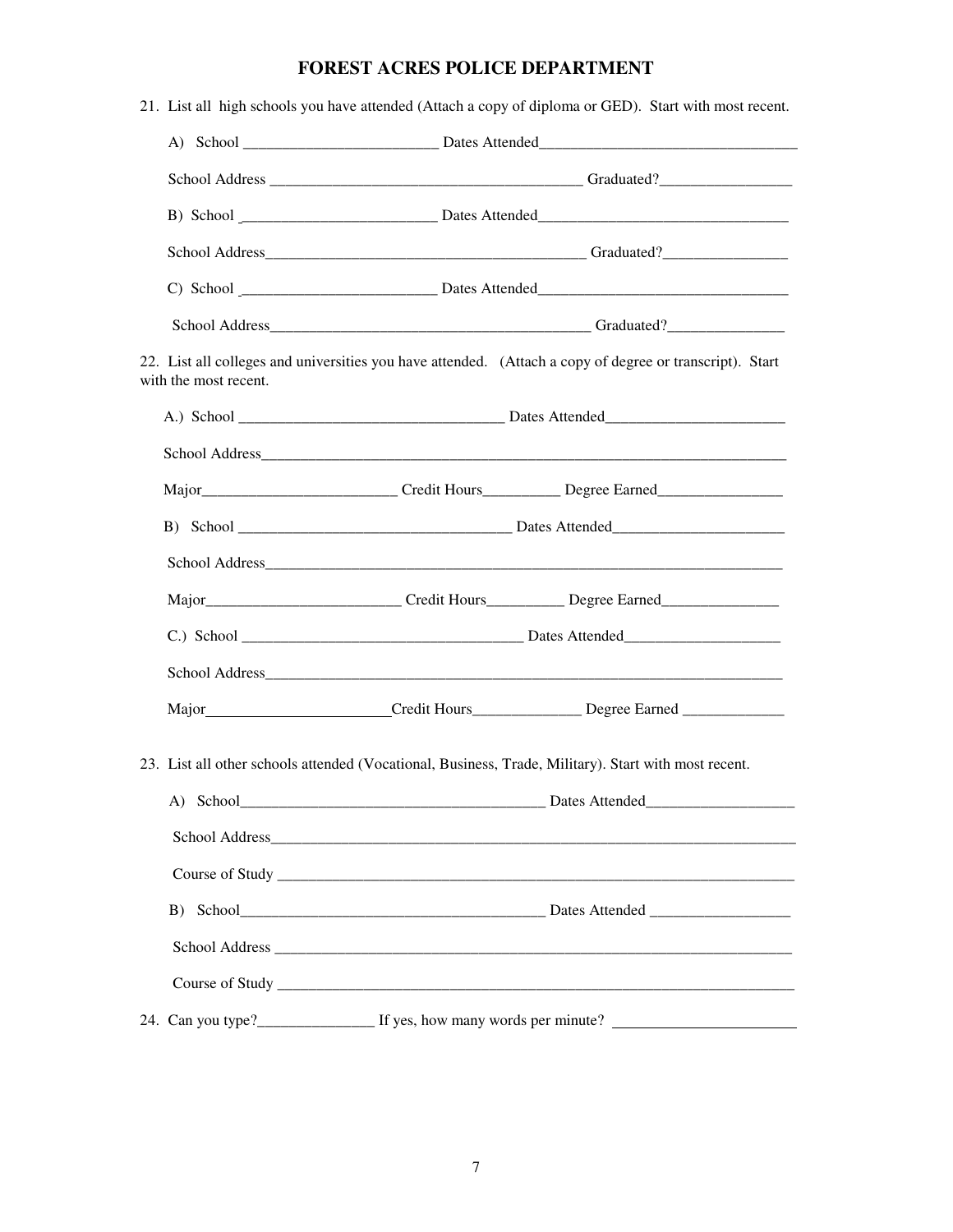# FOREST ACRES POLICE DEPARTMENT

21. List all high schools you have attended (Attach a copy of diploma or GED). Start with most recent.

A) School _________________________ Dates Attended_________________________________

School Address _________________________________________ Graduated?_________________

B) School _________________________ Dates Attended________________________________

School Address_________________________________________ Graduated?________________

C) School _________________________ Dates Attended________________________________

School Address_________________________________________ Graduated?_______________

22. List all colleges and universities you have attended. (Attach a copy of degree or transcript). Start with the most recent.

A.) School __________________________________ Dates Attended_______________________

School Address_________________________________________________________________________

Major_________________________ Credit Hours__________ Degree Earned________________

B) School ___________________________________ Dates Attended______________________

School Address_________________________________________________________________________

Major_________________________ Credit Hours__________ Degree Earned_______________

C.) School ____________________________________ Dates Attended____________________

School Address_________________________________________________________________________

Major________________________Credit Hours______________ Degree Earned _____________

23. List all other schools attended (Vocational, Business, Trade, Military). Start with most recent.

A) School________________________________________ Dates Attended___________________

School Address_________________________________________________________________________

Course of Study ________________________________________________________________________

B) School________________________________________ Dates Attended __________________

School Address ________________________________________________________________________

Course of Study ________________________________________________________________________

24. Can you type?_______________ If yes, how many words per minute? ________________________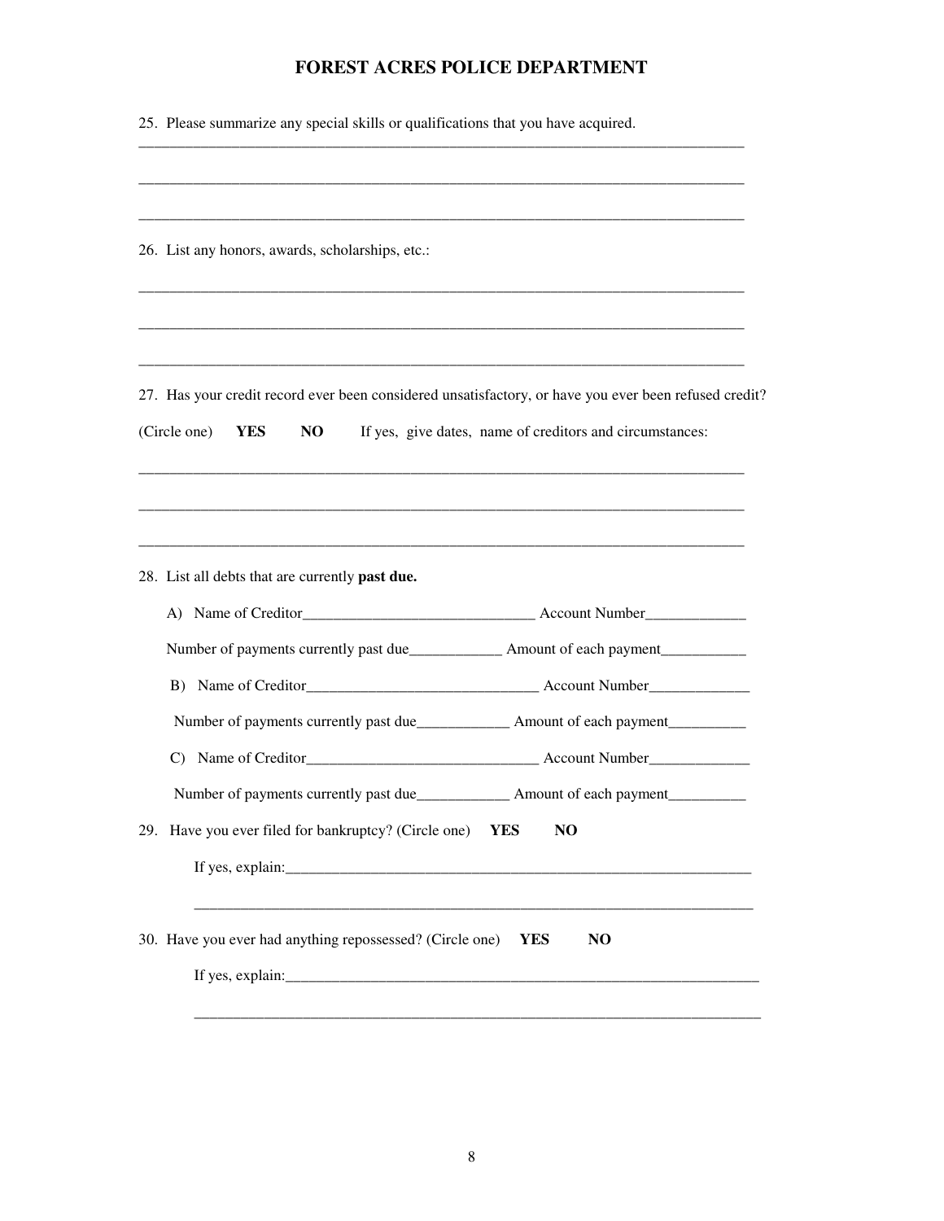FOREST ACRES POLICE DEPARTMENT

25. Please summarize any special skills or qualifications that you have acquired.

_______________________________________________________________________________

_______________________________________________________________________________

_______________________________________________________________________________

26. List any honors, awards, scholarships, etc.:

_______________________________________________________________________________

_______________________________________________________________________________

_______________________________________________________________________________

27. Has your credit record ever been considered unsatisfactory, or have you ever been refused credit?

(Circle one) **YES** **NO** If yes, give dates, name of creditors and circumstances:

_______________________________________________________________________________

_______________________________________________________________________________

_______________________________________________________________________________

28. List all debts that are currently **past due.**

A) Name of Creditor______________________________ Account Number_____________

Number of payments currently past due____________ Amount of each payment___________

B) Name of Creditor______________________________ Account Number_____________

Number of payments currently past due____________ Amount of each payment__________

C) Name of Creditor______________________________ Account Number_____________

Number of payments currently past due____________ Amount of each payment__________

29. Have you ever filed for bankruptcy? (Circle one) **YES** **NO**

If yes, explain:_______________________________________________________________

_____________________________________________________________________________

30. Have you ever had anything repossessed? (Circle one) **YES** **NO**

If yes, explain:________________________________________________________________

_____________________________________________________________________________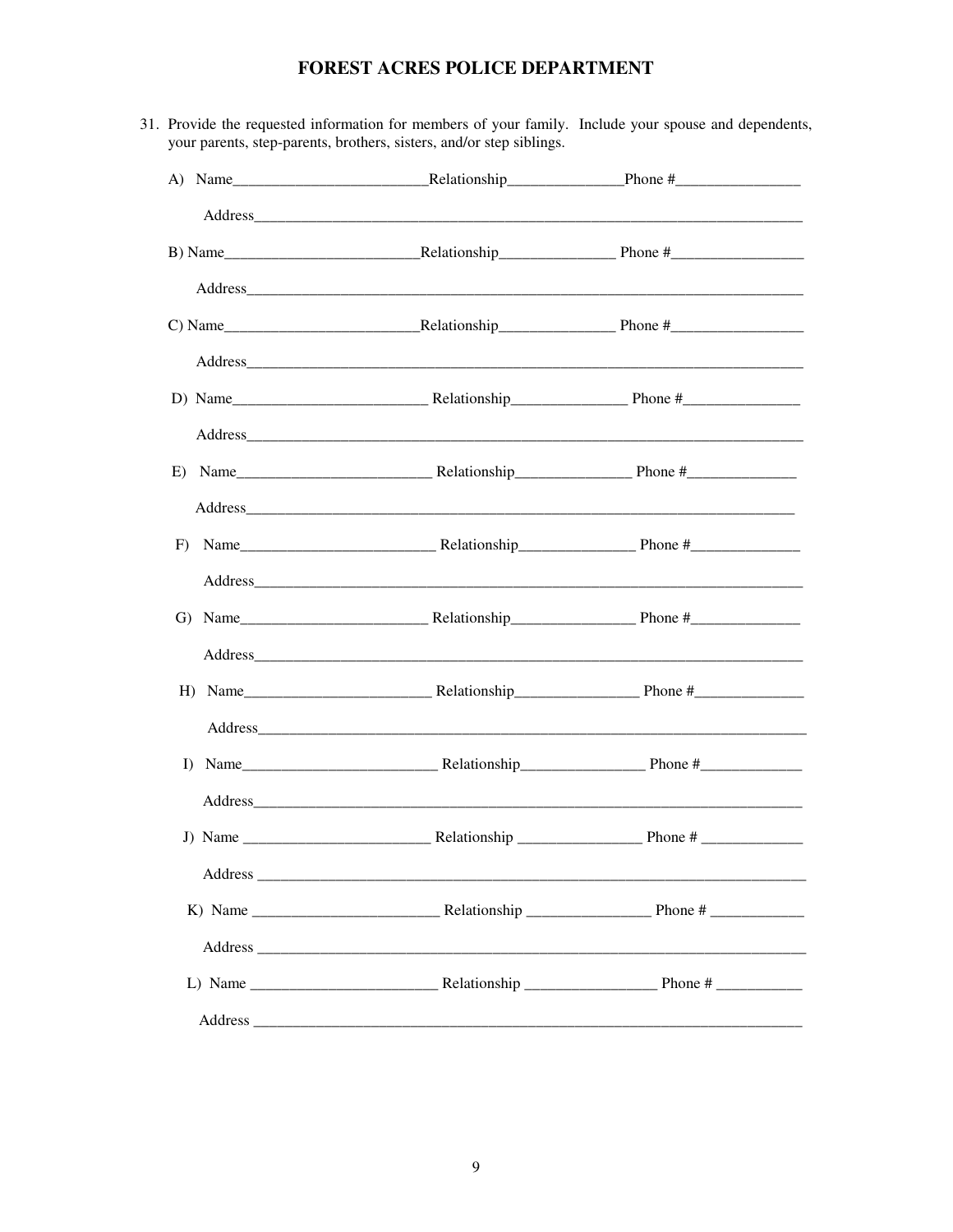## FOREST ACRES POLICE DEPARTMENT

31. Provide the requested information for members of your family. Include your spouse and dependents, your parents, step-parents, brothers, sisters, and/or step siblings.

    A) Name_________________________Relationship_______________Phone #_________________

       Address_______________________________________________________________________________

    B) Name_________________________Relationship_______________ Phone #_________________

       Address_______________________________________________________________________________

    C) Name_________________________Relationship_______________ Phone #_________________

       Address_______________________________________________________________________________

    D) Name_________________________ Relationship_______________ Phone #_______________

       Address_______________________________________________________________________________

    E) Name_________________________ Relationship_______________ Phone #______________

       Address_______________________________________________________________________________

    F) Name_________________________ Relationship_______________ Phone #______________

       Address_______________________________________________________________________________

    G) Name_________________________ Relationship________________ Phone #______________

       Address_______________________________________________________________________________

    H) Name________________________ Relationship________________ Phone #______________

       Address_______________________________________________________________________________

    I) Name_________________________ Relationship________________ Phone #_____________

       Address_______________________________________________________________________________

    J) Name ________________________ Relationship ________________ Phone # _____________

       Address _______________________________________________________________________________

    K) Name ________________________ Relationship ________________ Phone # ____________

       Address _______________________________________________________________________________

    L) Name ________________________ Relationship _________________ Phone # ___________

       Address _______________________________________________________________________________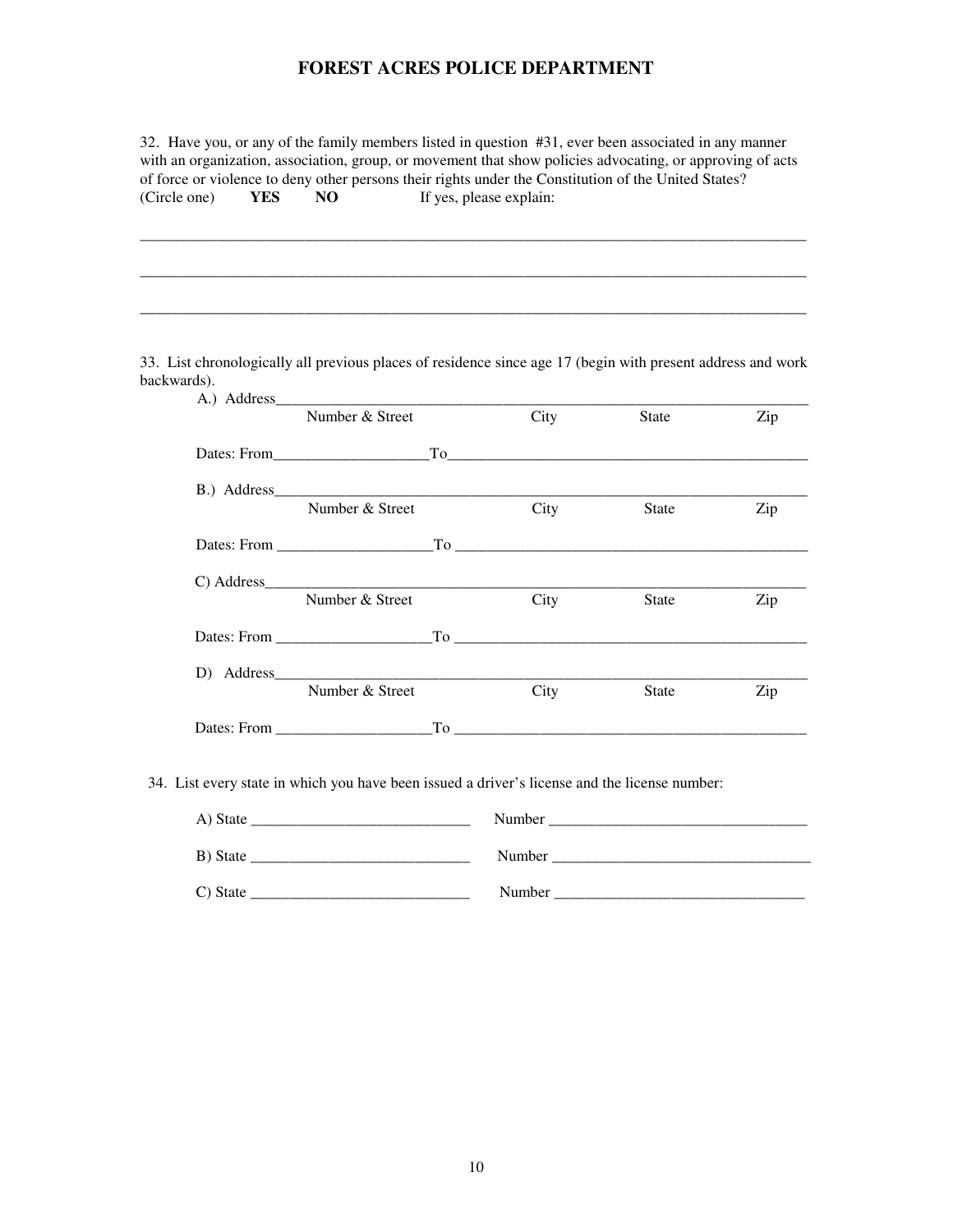# FOREST ACRES POLICE DEPARTMENT

32. Have you, or any of the family members listed in question #31, ever been associated in any manner with an organization, association, group, or movement that show policies advocating, or approving of acts of force or violence to deny other persons their rights under the Constitution of the United States?
(Circle one) **YES** **NO** If yes, please explain:

______________________________________________________________________________

______________________________________________________________________________

______________________________________________________________________________

33. List chronologically all previous places of residence since age 17 (begin with present address and work backwards).

A.) Address______________________________________________________________
Number & Street City State Zip

Dates: From____________________To_______________________________________

B.) Address______________________________________________________________
Number & Street City State Zip

Dates: From ____________________To _______________________________________

C) Address_______________________________________________________________
Number & Street City State Zip

Dates: From ____________________To _______________________________________

D) Address_______________________________________________________________
Number & Street City State Zip

Dates: From ____________________To _______________________________________

34. List every state in which you have been issued a driver's license and the license number:

A) State _____________________________ Number _________________________________

B) State _____________________________ Number _________________________________

C) State _____________________________ Number _________________________________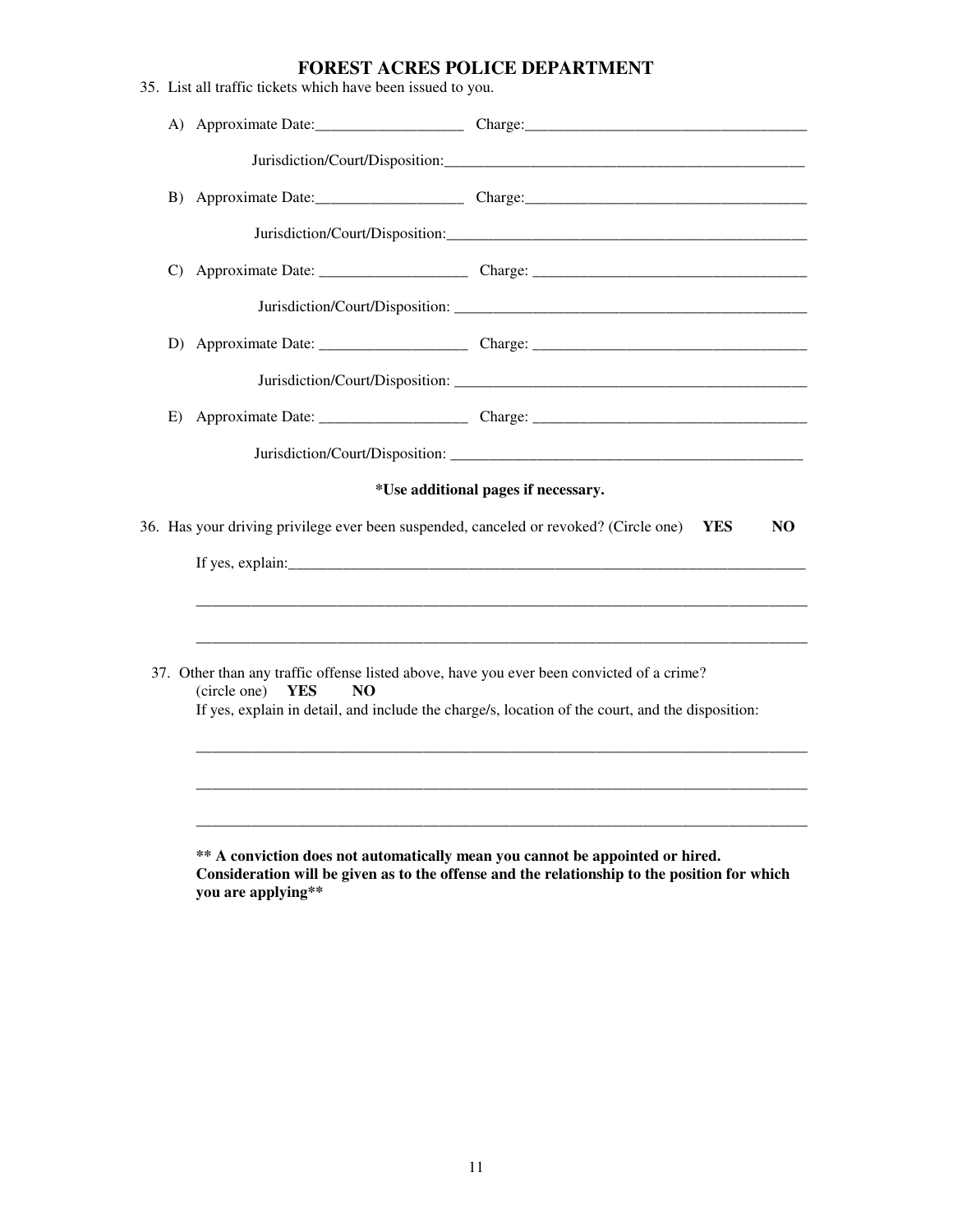# FOREST ACRES POLICE DEPARTMENT

35. List all traffic tickets which have been issued to you.

    A) Approximate Date:___________________ Charge:____________________________________

       Jurisdiction/Court/Disposition:_______________________________________________

    B) Approximate Date:___________________ Charge:____________________________________

       Jurisdiction/Court/Disposition:_______________________________________________

    C) Approximate Date: ___________________ Charge: ___________________________________

       Jurisdiction/Court/Disposition: ______________________________________________

    D) Approximate Date: ___________________ Charge: ___________________________________

       Jurisdiction/Court/Disposition: ______________________________________________

    E) Approximate Date: ___________________ Charge: ___________________________________

       Jurisdiction/Court/Disposition: ______________________________________________

**\*Use additional pages if necessary.**

36. Has your driving privilege ever been suspended, canceled or revoked? (Circle one) **YES** **NO**

    If yes, explain:_____________________________________________________________________

    ________________________________________________________________________________

    ________________________________________________________________________________

37. Other than any traffic offense listed above, have you ever been convicted of a crime?
    (circle one) **YES** **NO**
    If yes, explain in detail, and include the charge/s, location of the court, and the disposition:

    ________________________________________________________________________________

    ________________________________________________________________________________

    ________________________________________________________________________________

    **\*\* A conviction does not automatically mean you cannot be appointed or hired. Consideration will be given as to the offense and the relationship to the position for which you are applying\*\***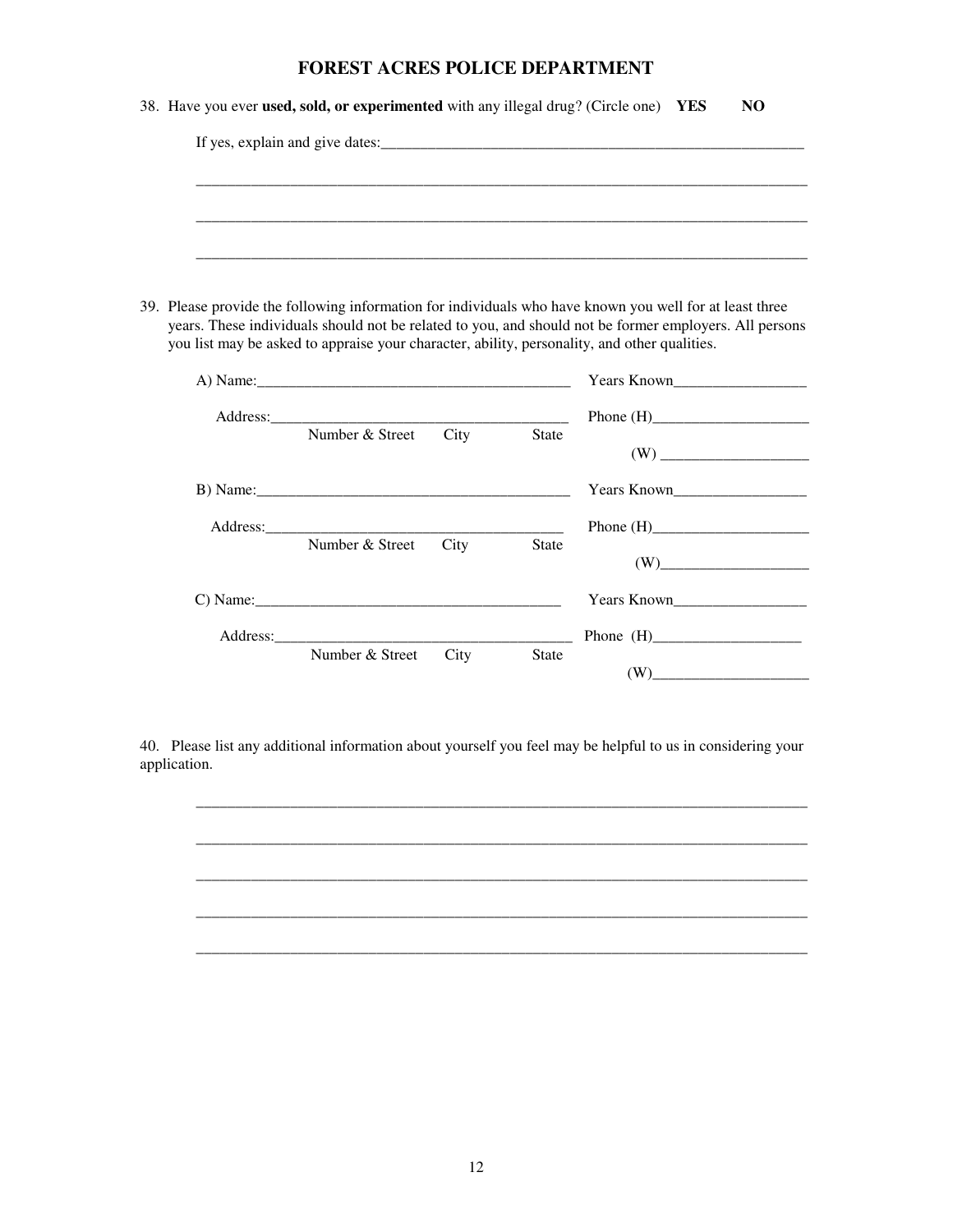# FOREST ACRES POLICE DEPARTMENT

38. Have you ever **used, sold, or experimented** with any illegal drug? (Circle one) **YES** **NO**

    If yes, explain and give dates:_______________________________________________

    ____________________________________________________________________________

    ____________________________________________________________________________

    ____________________________________________________________________________

39. Please provide the following information for individuals who have known you well for at least three years. These individuals should not be related to you, and should not be former employers. All persons you list may be asked to appraise your character, ability, personality, and other qualities.

    A) Name:_________________________________________ Years Known_________________

    Address:_______________________________________ Phone (H)____________________
    Number & Street City State
    (W) ___________________

    B) Name:_________________________________________ Years Known_________________

    Address:_______________________________________ Phone (H)____________________
    Number & Street City State
    (W)___________________

    C) Name:_________________________________________ Years Known_________________

    Address:_______________________________________ Phone (H)____________________
    Number & Street City State
    (W)___________________

40. Please list any additional information about yourself you feel may be helpful to us in considering your application.

    ____________________________________________________________________________

    ____________________________________________________________________________

    ____________________________________________________________________________

    ____________________________________________________________________________

    ____________________________________________________________________________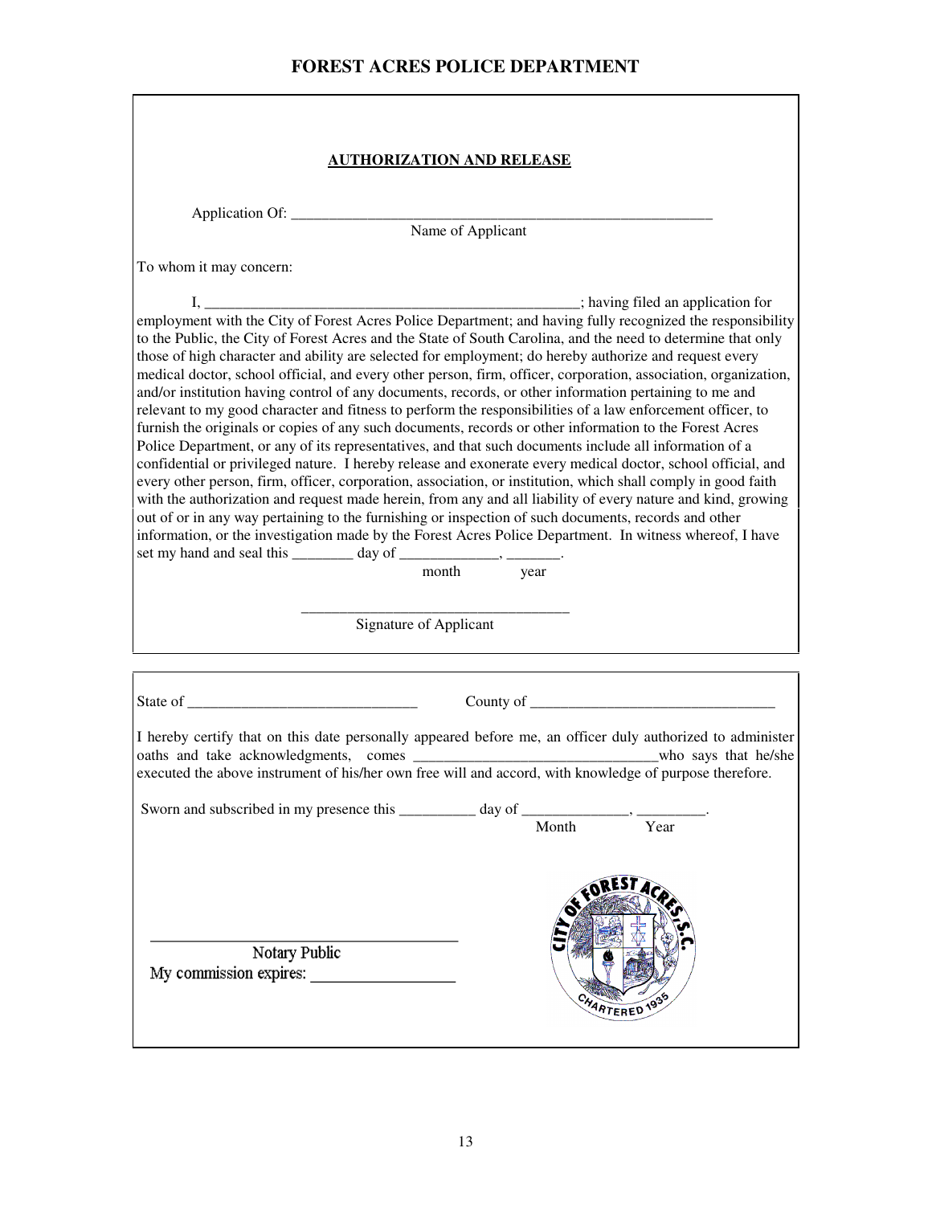# FOREST ACRES POLICE DEPARTMENT

**AUTHORIZATION AND RELEASE**

Application Of: ___________________________________________________________
Name of Applicant

To whom it may concern:

I, ____________________________________________________; having filed an application for employment with the City of Forest Acres Police Department; and having fully recognized the responsibility to the Public, the City of Forest Acres and the State of South Carolina, and the need to determine that only those of high character and ability are selected for employment; do hereby authorize and request every medical doctor, school official, and every other person, firm, officer, corporation, association, organization, and/or institution having control of any documents, records, or other information pertaining to me and relevant to my good character and fitness to perform the responsibilities of a law enforcement officer, to furnish the originals or copies of any such documents, records or other information to the Forest Acres Police Department, or any of its representatives, and that such documents include all information of a confidential or privileged nature. I hereby release and exonerate every medical doctor, school official, and every other person, firm, officer, corporation, association, or institution, which shall comply in good faith with the authorization and request made herein, from any and all liability of every nature and kind, growing out of or in any way pertaining to the furnishing or inspection of such documents, records and other information, or the investigation made by the Forest Acres Police Department. In witness whereof, I have set my hand and seal this ________ day of _____________, _______.
month year

____________________________________
Signature of Applicant

State of ______________________________ County of ________________________________

I hereby certify that on this date personally appeared before me, an officer duly authorized to administer oaths and take acknowledgments, comes ________________________________who says that he/she executed the above instrument of his/her own free will and accord, with knowledge of purpose therefore.

Sworn and subscribed in my presence this __________ day of ______________, _________.
Month Year

________________________________________
Notary Public
My commission expires: __________________

CITY OF FOREST ACRES, S.C.
CHARTERED 1935